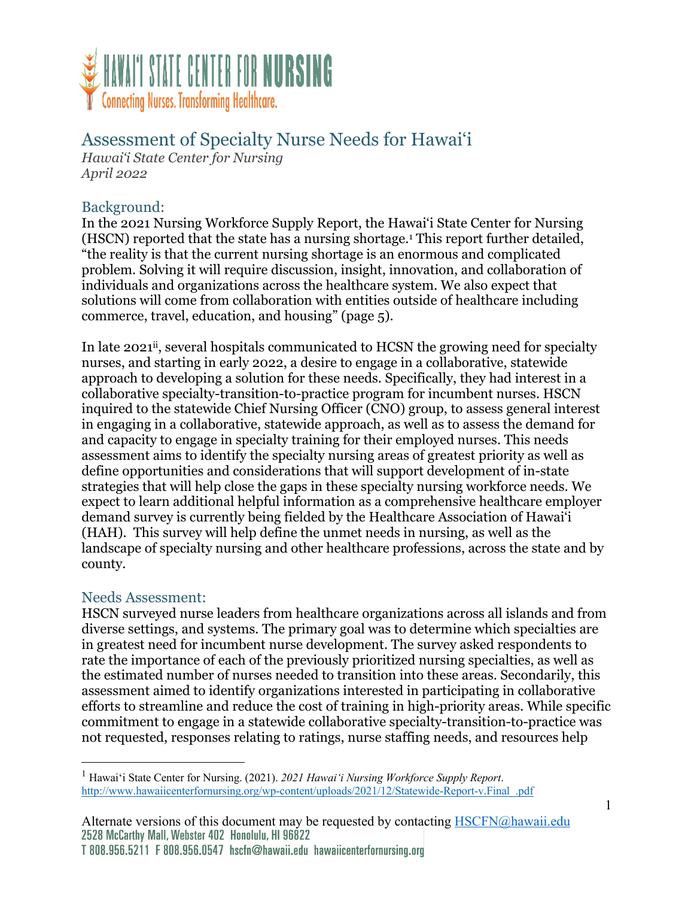# Assessment of Specialty Nurse Needs for Hawai'i

*Hawai'i State Center for Nursing*
*April 2022*

## Background:

In the 2021 Nursing Workforce Supply Report, the Hawai'i State Center for Nursing (HSCN) reported that the state has a nursing shortage.[1] This report further detailed, "the reality is that the current nursing shortage is an enormous and complicated problem. Solving it will require discussion, insight, innovation, and collaboration of individuals and organizations across the healthcare system. We also expect that solutions will come from collaboration with entities outside of healthcare including commerce, travel, education, and housing" (page 5).

In late 2021[ii], several hospitals communicated to HCSN the growing need for specialty nurses, and starting in early 2022, a desire to engage in a collaborative, statewide approach to developing a solution for these needs. Specifically, they had interest in a collaborative specialty-transition-to-practice program for incumbent nurses. HSCN inquired to the statewide Chief Nursing Officer (CNO) group, to assess general interest in engaging in a collaborative, statewide approach, as well as to assess the demand for and capacity to engage in specialty training for their employed nurses. This needs assessment aims to identify the specialty nursing areas of greatest priority as well as define opportunities and considerations that will support development of in-state strategies that will help close the gaps in these specialty nursing workforce needs. We expect to learn additional helpful information as a comprehensive healthcare employer demand survey is currently being fielded by the Healthcare Association of Hawai'i (HAH). This survey will help define the unmet needs in nursing, as well as the landscape of specialty nursing and other healthcare professions, across the state and by county.

## Needs Assessment:

HSCN surveyed nurse leaders from healthcare organizations across all islands and from diverse settings, and systems. The primary goal was to determine which specialties are in greatest need for incumbent nurse development. The survey asked respondents to rate the importance of each of the previously prioritized nursing specialties, as well as the estimated number of nurses needed to transition into these areas. Secondarily, this assessment aimed to identify organizations interested in participating in collaborative efforts to streamline and reduce the cost of training in high-priority areas. While specific commitment to engage in a statewide collaborative specialty-transition-to-practice was not requested, responses relating to ratings, nurse staffing needs, and resources help

---

[1] Hawai'i State Center for Nursing. (2021). *2021 Hawai'i Nursing Workforce Supply Report*. http://www.hawaiicenterfornursing.org/wp-content/uploads/2021/12/Statewide-Report-v.Final_.pdf

Alternate versions of this document may be requested by contacting HSCFN@hawaii.edu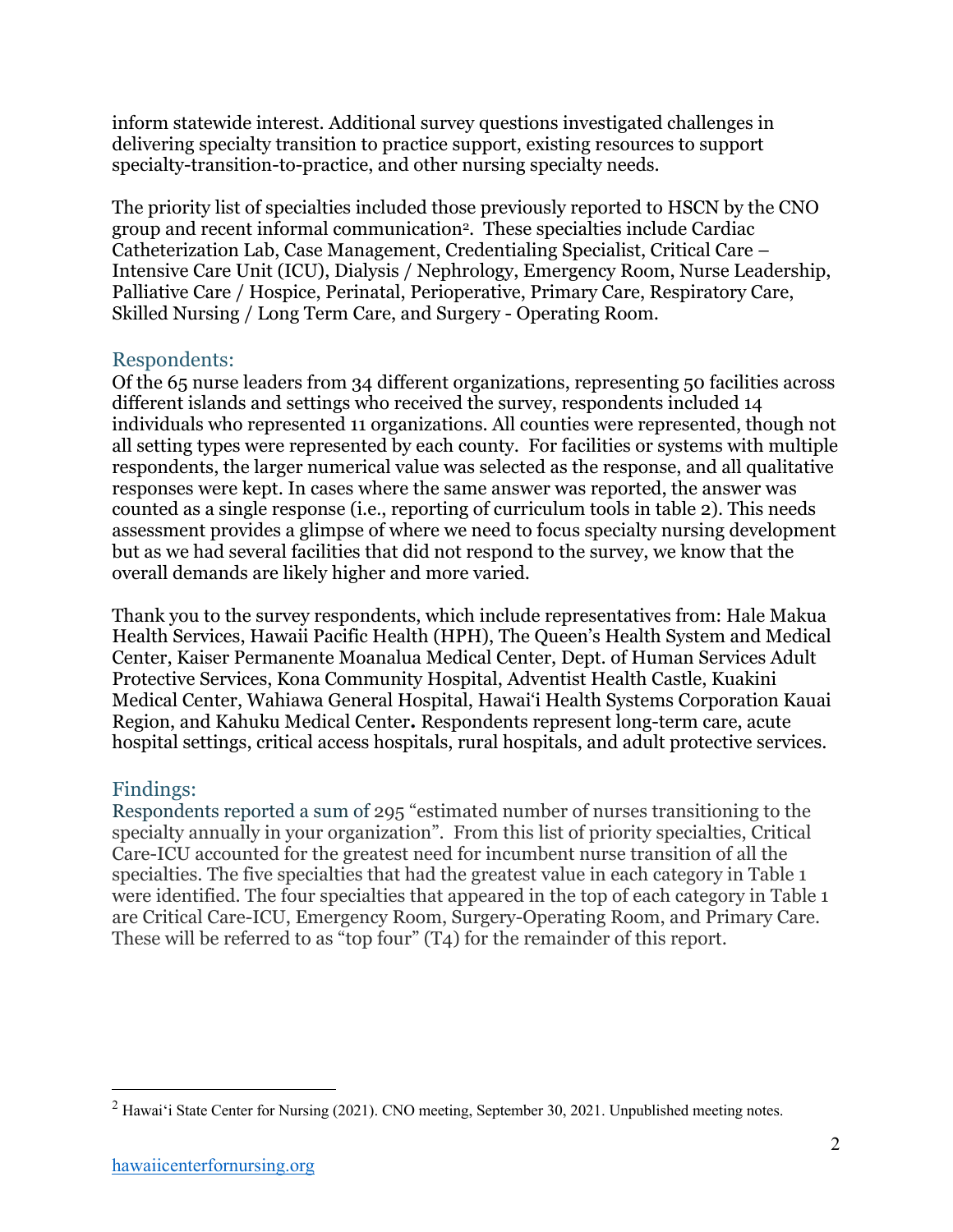inform statewide interest. Additional survey questions investigated challenges in delivering specialty transition to practice support, existing resources to support specialty-transition-to-practice, and other nursing specialty needs.

The priority list of specialties included those previously reported to HSCN by the CNO group and recent informal communication[2]. These specialties include Cardiac Catheterization Lab, Case Management, Credentialing Specialist, Critical Care – Intensive Care Unit (ICU), Dialysis / Nephrology, Emergency Room, Nurse Leadership, Palliative Care / Hospice, Perinatal, Perioperative, Primary Care, Respiratory Care, Skilled Nursing / Long Term Care, and Surgery - Operating Room.

## Respondents:

Of the 65 nurse leaders from 34 different organizations, representing 50 facilities across different islands and settings who received the survey, respondents included 14 individuals who represented 11 organizations. All counties were represented, though not all setting types were represented by each county. For facilities or systems with multiple respondents, the larger numerical value was selected as the response, and all qualitative responses were kept. In cases where the same answer was reported, the answer was counted as a single response (i.e., reporting of curriculum tools in table 2). This needs assessment provides a glimpse of where we need to focus specialty nursing development but as we had several facilities that did not respond to the survey, we know that the overall demands are likely higher and more varied.

Thank you to the survey respondents, which include representatives from: Hale Makua Health Services, Hawaii Pacific Health (HPH), The Queen's Health System and Medical Center, Kaiser Permanente Moanalua Medical Center, Dept. of Human Services Adult Protective Services, Kona Community Hospital, Adventist Health Castle, Kuakini Medical Center, Wahiawa General Hospital, Hawaiʻi Health Systems Corporation Kauai Region, and Kahuku Medical Center**.** Respondents represent long-term care, acute hospital settings, critical access hospitals, rural hospitals, and adult protective services.

## Findings:

Respondents reported a sum of 295 "estimated number of nurses transitioning to the specialty annually in your organization". From this list of priority specialties, Critical Care-ICU accounted for the greatest need for incumbent nurse transition of all the specialties. The five specialties that had the greatest value in each category in Table 1 were identified. The four specialties that appeared in the top of each category in Table 1 are Critical Care-ICU, Emergency Room, Surgery-Operating Room, and Primary Care. These will be referred to as "top four" (T4) for the remainder of this report.

---

[2] Hawaiʻi State Center for Nursing (2021). CNO meeting, September 30, 2021. Unpublished meeting notes.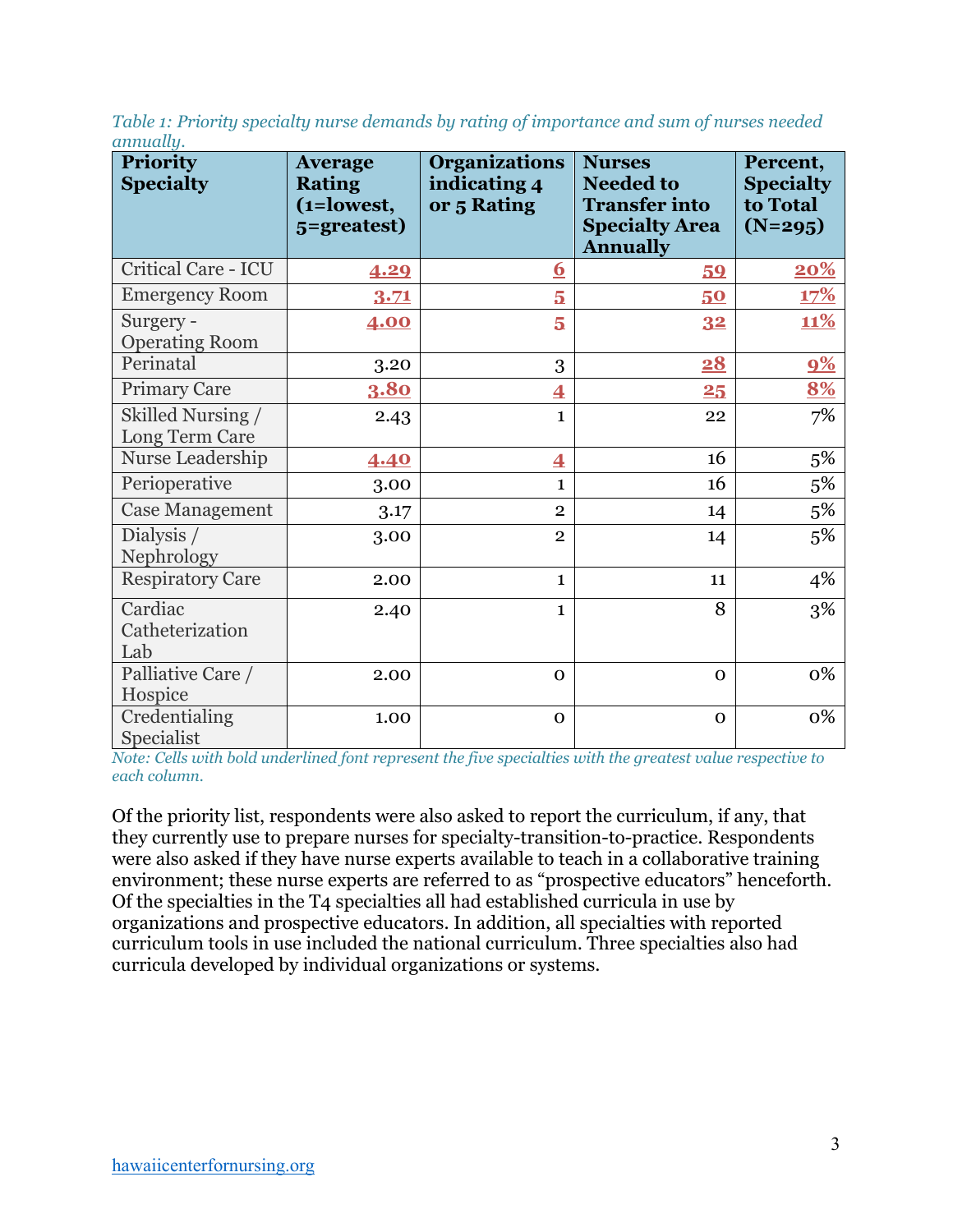*Table 1: Priority specialty nurse demands by rating of importance and sum of nurses needed annually.*

| Priority Specialty | Average Rating (1=lowest, 5=greatest) | Organizations indicating 4 or 5 Rating | Nurses Needed to Transfer into Specialty Area Annually | Percent, Specialty to Total (N=295) |
|---|---|---|---|---|
| Critical Care - ICU | **4.29** | **6** | **59** | **20%** |
| Emergency Room | **3.71** | **5** | **50** | **17%** |
| Surgery - Operating Room | **4.00** | **5** | **32** | **11%** |
| Perinatal | 3.20 | 3 | **28** | **9%** |
| Primary Care | **3.80** | **4** | **25** | **8%** |
| Skilled Nursing / Long Term Care | 2.43 | 1 | 22 | 7% |
| Nurse Leadership | **4.40** | **4** | 16 | 5% |
| Perioperative | 3.00 | 1 | 16 | 5% |
| Case Management | 3.17 | 2 | 14 | 5% |
| Dialysis / Nephrology | 3.00 | 2 | 14 | 5% |
| Respiratory Care | 2.00 | 1 | 11 | 4% |
| Cardiac Catheterization Lab | 2.40 | 1 | 8 | 3% |
| Palliative Care / Hospice | 2.00 | 0 | 0 | 0% |
| Credentialing Specialist | 1.00 | 0 | 0 | 0% |

*Note: Cells with bold underlined font represent the five specialties with the greatest value respective to each column.*

Of the priority list, respondents were also asked to report the curriculum, if any, that they currently use to prepare nurses for specialty-transition-to-practice. Respondents were also asked if they have nurse experts available to teach in a collaborative training environment; these nurse experts are referred to as "prospective educators" henceforth. Of the specialties in the T4 specialties all had established curricula in use by organizations and prospective educators. In addition, all specialties with reported curriculum tools in use included the national curriculum. Three specialties also had curricula developed by individual organizations or systems.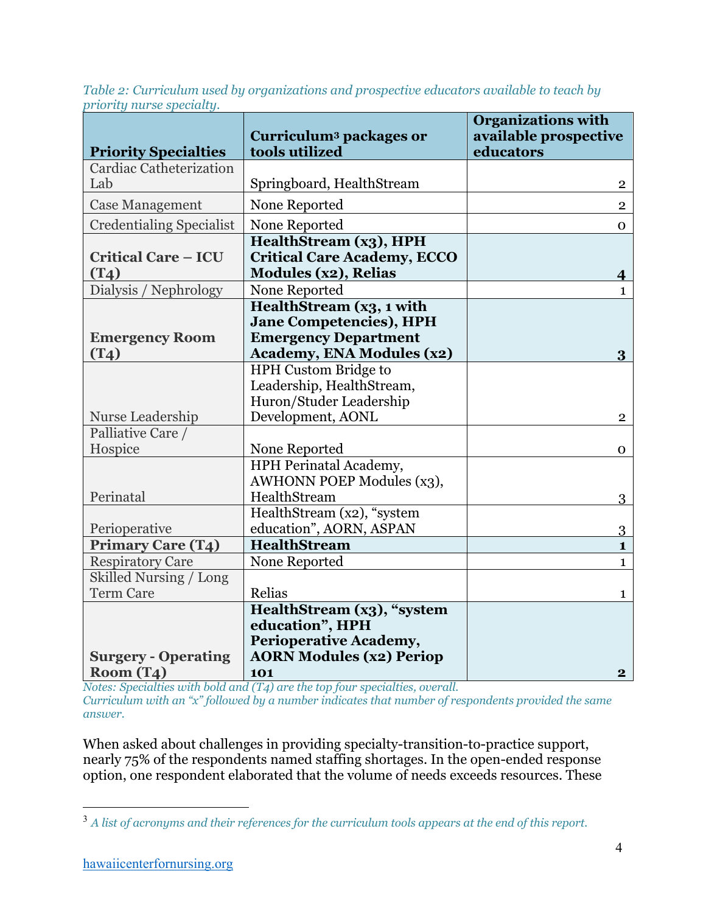*Table 2: Curriculum used by organizations and prospective educators available to teach by priority nurse specialty.*

| Priority Specialties | Curriculum[3] packages or tools utilized | Organizations with available prospective educators |
|---|---|---|
| Cardiac Catheterization Lab | Springboard, HealthStream | 2 |
| Case Management | None Reported | 2 |
| Credentialing Specialist | None Reported | 0 |
| **Critical Care – ICU (T4)** | **HealthStream (x3), HPH Critical Care Academy, ECCO Modules (x2), Relias** | **4** |
| Dialysis / Nephrology | None Reported | 1 |
| **Emergency Room (T4)** | **HealthStream (x3, 1 with Jane Competencies), HPH Emergency Department Academy, ENA Modules (x2)** | **3** |
| Nurse Leadership | HPH Custom Bridge to Leadership, HealthStream, Huron/Studer Leadership Development, AONL | 2 |
| Palliative Care / Hospice | None Reported | 0 |
| Perinatal | HPH Perinatal Academy, AWHONN POEP Modules (x3), HealthStream | 3 |
| Perioperative | HealthStream (x2), "system education", AORN, ASPAN | 3 |
| **Primary Care (T4)** | **HealthStream** | **1** |
| Respiratory Care | None Reported | 1 |
| Skilled Nursing / Long Term Care | Relias | 1 |
| **Surgery - Operating Room (T4)** | **HealthStream (x3), "system education", HPH Perioperative Academy, AORN Modules (x2) Periop 101** | **2** |

*Notes: Specialties with bold and (T4) are the top four specialties, overall.*
*Curriculum with an "x" followed by a number indicates that number of respondents provided the same answer.*

When asked about challenges in providing specialty-transition-to-practice support, nearly 75% of the respondents named staffing shortages. In the open-ended response option, one respondent elaborated that the volume of needs exceeds resources. These

[3] *A list of acronyms and their references for the curriculum tools appears at the end of this report.*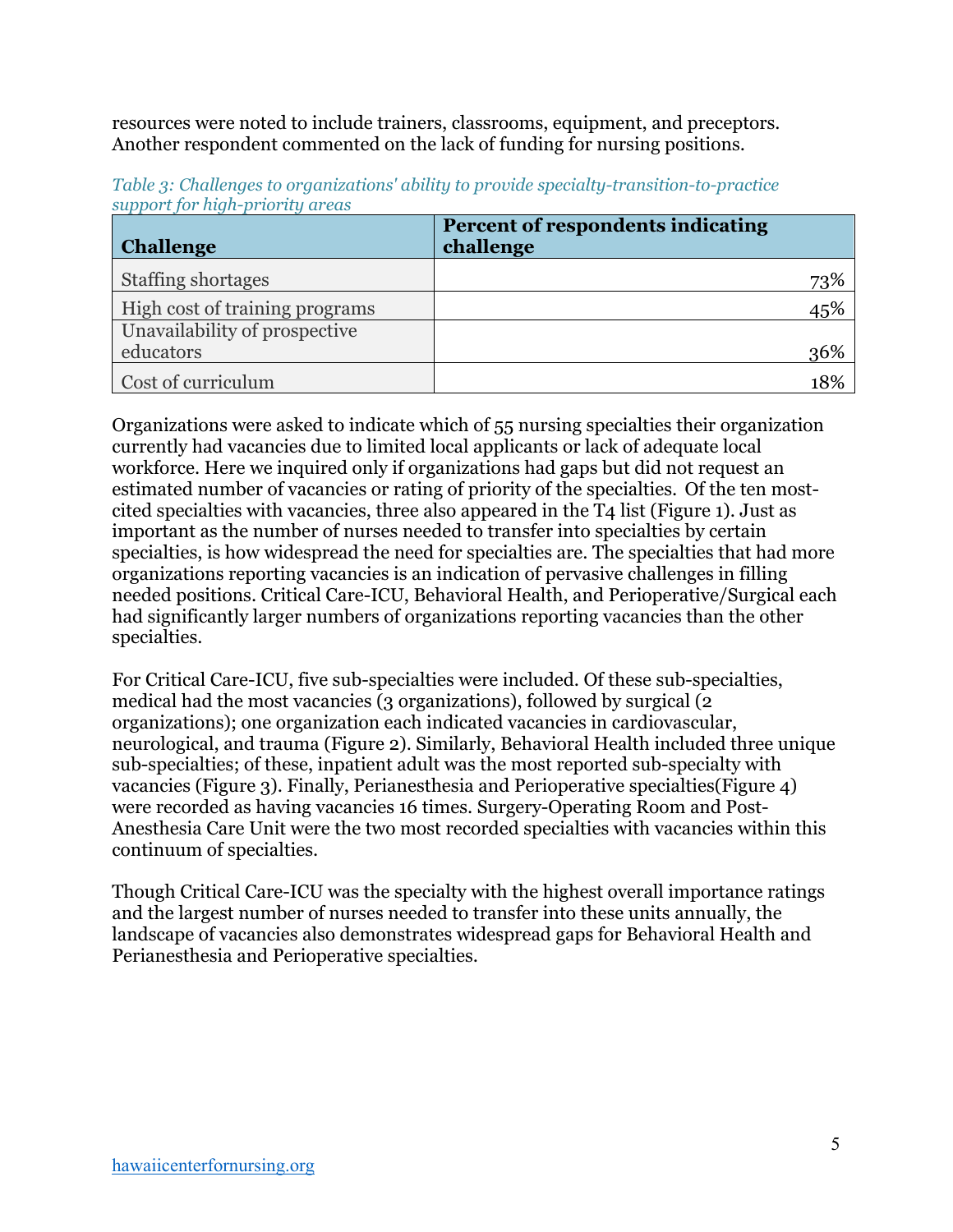resources were noted to include trainers, classrooms, equipment, and preceptors. Another respondent commented on the lack of funding for nursing positions.

*Table 3: Challenges to organizations' ability to provide specialty-transition-to-practice support for high-priority areas*

| Challenge | Percent of respondents indicating challenge |
|---|---:|
| Staffing shortages | 73% |
| High cost of training programs | 45% |
| Unavailability of prospective educators | 36% |
| Cost of curriculum | 18% |

Organizations were asked to indicate which of 55 nursing specialties their organization currently had vacancies due to limited local applicants or lack of adequate local workforce. Here we inquired only if organizations had gaps but did not request an estimated number of vacancies or rating of priority of the specialties. Of the ten most-cited specialties with vacancies, three also appeared in the T4 list (Figure 1). Just as important as the number of nurses needed to transfer into specialties by certain specialties, is how widespread the need for specialties are. The specialties that had more organizations reporting vacancies is an indication of pervasive challenges in filling needed positions. Critical Care-ICU, Behavioral Health, and Perioperative/Surgical each had significantly larger numbers of organizations reporting vacancies than the other specialties.

For Critical Care-ICU, five sub-specialties were included. Of these sub-specialties, medical had the most vacancies (3 organizations), followed by surgical (2 organizations); one organization each indicated vacancies in cardiovascular, neurological, and trauma (Figure 2). Similarly, Behavioral Health included three unique sub-specialties; of these, inpatient adult was the most reported sub-specialty with vacancies (Figure 3). Finally, Perianesthesia and Perioperative specialties(Figure 4) were recorded as having vacancies 16 times. Surgery-Operating Room and Post-Anesthesia Care Unit were the two most recorded specialties with vacancies within this continuum of specialties.

Though Critical Care-ICU was the specialty with the highest overall importance ratings and the largest number of nurses needed to transfer into these units annually, the landscape of vacancies also demonstrates widespread gaps for Behavioral Health and Perianesthesia and Perioperative specialties.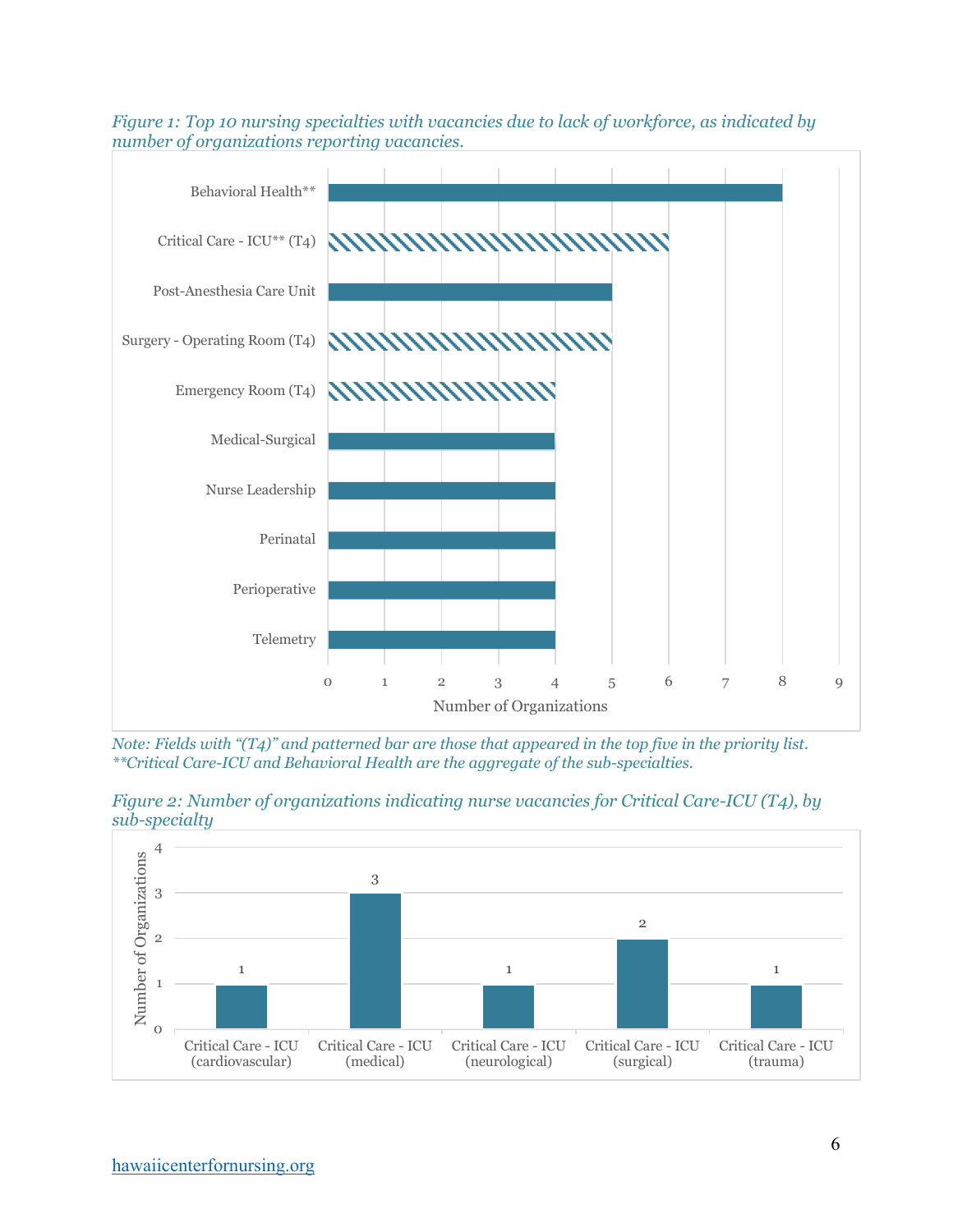*Figure 1: Top 10 nursing specialties with vacancies due to lack of workforce, as indicated by number of organizations reporting vacancies.*

| Specialty | Number of Organizations |
|---|---|
| Behavioral Health** | 8 |
| Critical Care - ICU** (T4) | 6 |
| Post-Anesthesia Care Unit | 5 |
| Surgery - Operating Room (T4) | 5 |
| Emergency Room (T4) | 4 |
| Medical-Surgical | 4 |
| Nurse Leadership | 4 |
| Perinatal | 4 |
| Perioperative | 4 |
| Telemetry | 4 |

*Note: Fields with "(T4)" and patterned bar are those that appeared in the top five in the priority list. **Critical Care-ICU and Behavioral Health are the aggregate of the sub-specialties.*

*Figure 2: Number of organizations indicating nurse vacancies for Critical Care-ICU (T4), by sub-specialty*

| Sub-specialty | Number of Organizations |
|---|---|
| Critical Care - ICU (cardiovascular) | 1 |
| Critical Care - ICU (medical) | 3 |
| Critical Care - ICU (neurological) | 1 |
| Critical Care - ICU (surgical) | 2 |
| Critical Care - ICU (trauma) | 1 |

hawaiicenterfornursing.org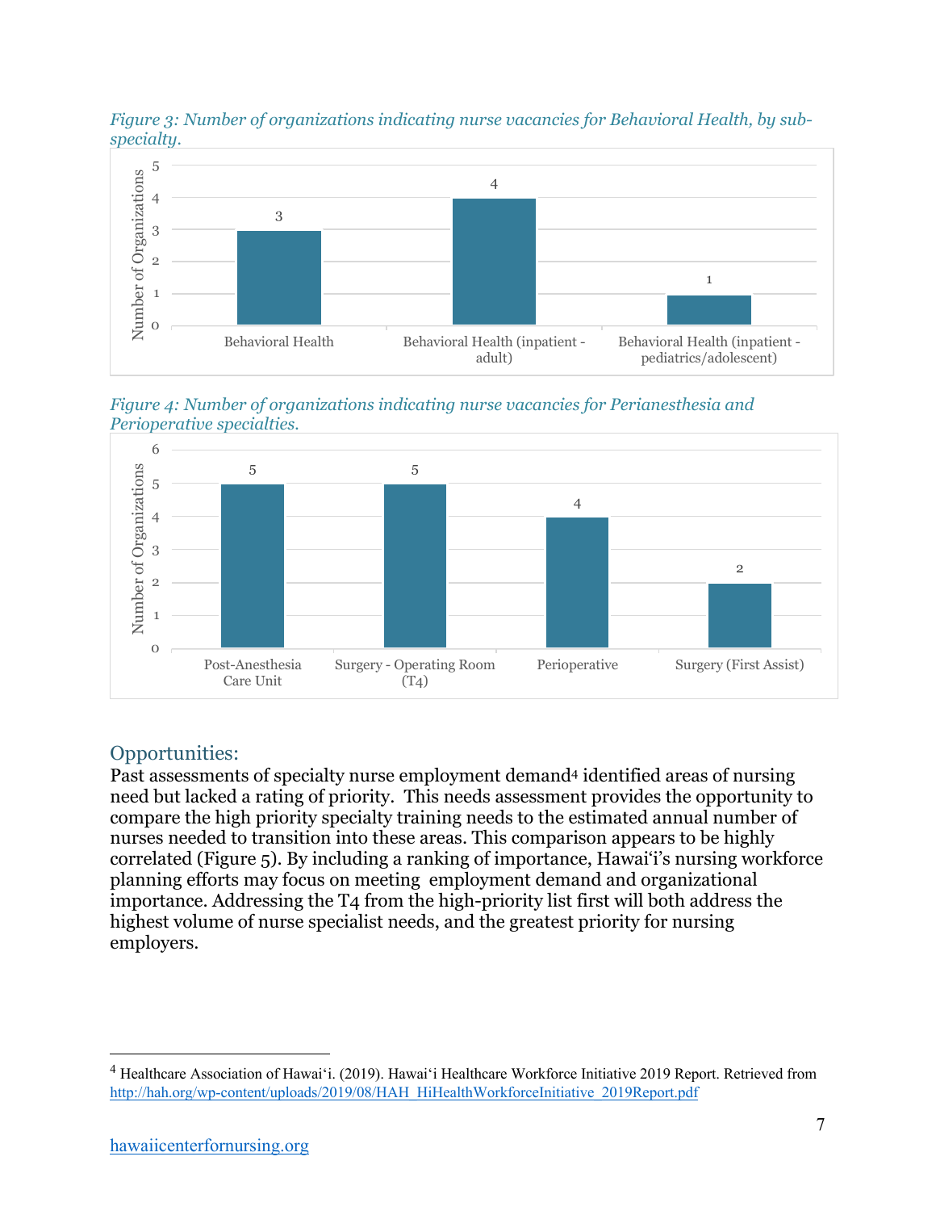*Figure 3: Number of organizations indicating nurse vacancies for Behavioral Health, by sub-specialty.*

| Sub-specialty | Number of Organizations |
|---|---|
| Behavioral Health | 3 |
| Behavioral Health (inpatient - adult) | 4 |
| Behavioral Health (inpatient - pediatrics/adolescent) | 1 |

*Figure 4: Number of organizations indicating nurse vacancies for Perianesthesia and Perioperative specialties.*

| Specialty | Number of Organizations |
|---|---|
| Post-Anesthesia Care Unit | 5 |
| Surgery - Operating Room (T4) | 5 |
| Perioperative | 4 |
| Surgery (First Assist) | 2 |

## Opportunities:

Past assessments of specialty nurse employment demand[4] identified areas of nursing need but lacked a rating of priority. This needs assessment provides the opportunity to compare the high priority specialty training needs to the estimated annual number of nurses needed to transition into these areas. This comparison appears to be highly correlated (Figure 5). By including a ranking of importance, Hawai'i's nursing workforce planning efforts may focus on meeting employment demand and organizational importance. Addressing the T4 from the high-priority list first will both address the highest volume of nurse specialist needs, and the greatest priority for nursing employers.

---

[4] Healthcare Association of Hawai'i. (2019). Hawai'i Healthcare Workforce Initiative 2019 Report. Retrieved from http://hah.org/wp-content/uploads/2019/08/HAH_HiHealthWorkforceInitiative_2019Report.pdf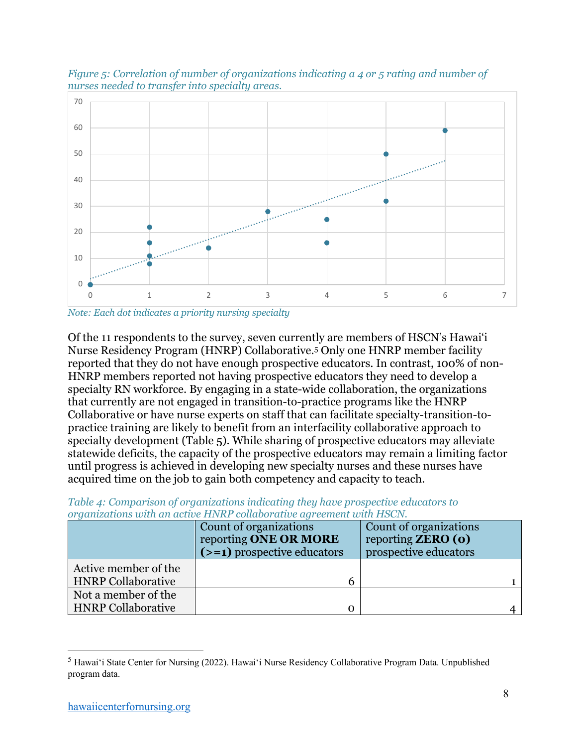*Figure 5: Correlation of number of organizations indicating a 4 or 5 rating and number of nurses needed to transfer into specialty areas.*

*Note: Each dot indicates a priority nursing specialty*

Of the 11 respondents to the survey, seven currently are members of HSCN's Hawai'i Nurse Residency Program (HNRP) Collaborative.[5] Only one HNRP member facility reported that they do not have enough prospective educators. In contrast, 100% of non-HNRP members reported not having prospective educators they need to develop a specialty RN workforce. By engaging in a state-wide collaboration, the organizations that currently are not engaged in transition-to-practice programs like the HNRP Collaborative or have nurse experts on staff that can facilitate specialty-transition-to-practice training are likely to benefit from an interfacility collaborative approach to specialty development (Table 5). While sharing of prospective educators may alleviate statewide deficits, the capacity of the prospective educators may remain a limiting factor until progress is achieved in developing new specialty nurses and these nurses have acquired time on the job to gain both competency and capacity to teach.

*Table 4: Comparison of organizations indicating they have prospective educators to organizations with an active HNRP collaborative agreement with HSCN.*

| | Count of organizations reporting **ONE OR MORE (>=1)** prospective educators | Count of organizations reporting **ZERO (0)** prospective educators |
|---|---|---|
| Active member of the HNRP Collaborative | 6 | 1 |
| Not a member of the HNRP Collaborative | 0 | 4 |

[5] Hawai'i State Center for Nursing (2022). Hawai'i Nurse Residency Collaborative Program Data. Unpublished program data.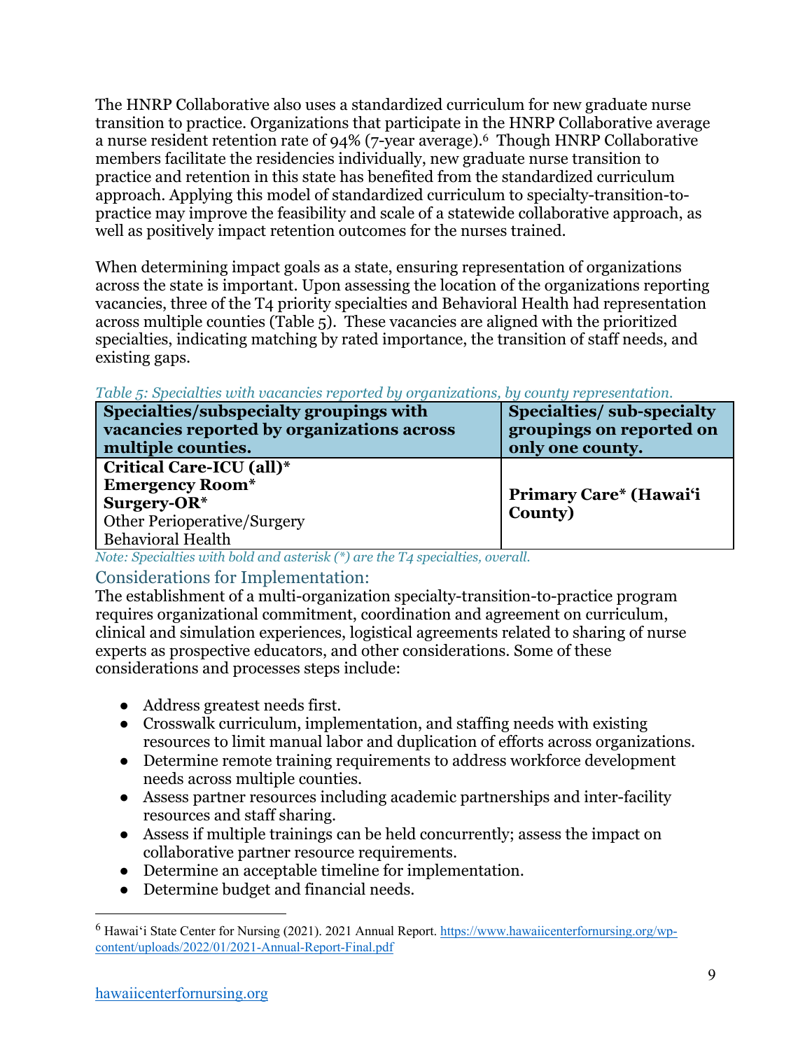The HNRP Collaborative also uses a standardized curriculum for new graduate nurse transition to practice. Organizations that participate in the HNRP Collaborative average a nurse resident retention rate of 94% (7-year average).[6] Though HNRP Collaborative members facilitate the residencies individually, new graduate nurse transition to practice and retention in this state has benefited from the standardized curriculum approach. Applying this model of standardized curriculum to specialty-transition-to-practice may improve the feasibility and scale of a statewide collaborative approach, as well as positively impact retention outcomes for the nurses trained.

When determining impact goals as a state, ensuring representation of organizations across the state is important. Upon assessing the location of the organizations reporting vacancies, three of the T4 priority specialties and Behavioral Health had representation across multiple counties (Table 5). These vacancies are aligned with the prioritized specialties, indicating matching by rated importance, the transition of staff needs, and existing gaps.

*Table 5: Specialties with vacancies reported by organizations, by county representation.*

| Specialties/subspecialty groupings with vacancies reported by organizations across multiple counties. | Specialties/ sub-specialty groupings on reported on only one county. |
|---|---|
| **Critical Care-ICU (all)***<br>**Emergency Room***<br>**Surgery-OR***<br>Other Perioperative/Surgery<br>Behavioral Health | **Primary Care* (Hawaiʻi County)** |

*Note: Specialties with bold and asterisk (*) are the T4 specialties, overall.*

## Considerations for Implementation:

The establishment of a multi-organization specialty-transition-to-practice program requires organizational commitment, coordination and agreement on curriculum, clinical and simulation experiences, logistical agreements related to sharing of nurse experts as prospective educators, and other considerations. Some of these considerations and processes steps include:

- Address greatest needs first.
- Crosswalk curriculum, implementation, and staffing needs with existing resources to limit manual labor and duplication of efforts across organizations.
- Determine remote training requirements to address workforce development needs across multiple counties.
- Assess partner resources including academic partnerships and inter-facility resources and staff sharing.
- Assess if multiple trainings can be held concurrently; assess the impact on collaborative partner resource requirements.
- Determine an acceptable timeline for implementation.
- Determine budget and financial needs.

---

[6] Hawaiʻi State Center for Nursing (2021). 2021 Annual Report. https://www.hawaiicenterfornursing.org/wp-content/uploads/2022/01/2021-Annual-Report-Final.pdf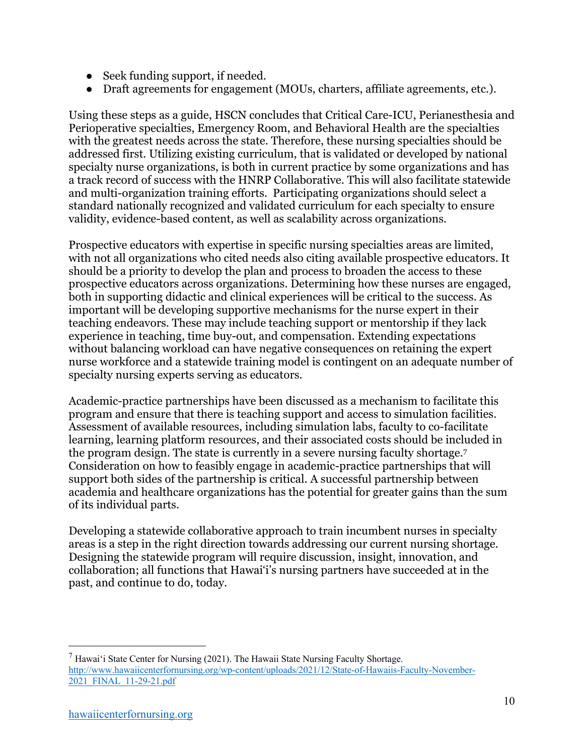- Seek funding support, if needed.
- Draft agreements for engagement (MOUs, charters, affiliate agreements, etc.).

Using these steps as a guide, HSCN concludes that Critical Care-ICU, Perianesthesia and Perioperative specialties, Emergency Room, and Behavioral Health are the specialties with the greatest needs across the state. Therefore, these nursing specialties should be addressed first. Utilizing existing curriculum, that is validated or developed by national specialty nurse organizations, is both in current practice by some organizations and has a track record of success with the HNRP Collaborative. This will also facilitate statewide and multi-organization training efforts. Participating organizations should select a standard nationally recognized and validated curriculum for each specialty to ensure validity, evidence-based content, as well as scalability across organizations.

Prospective educators with expertise in specific nursing specialties areas are limited, with not all organizations who cited needs also citing available prospective educators. It should be a priority to develop the plan and process to broaden the access to these prospective educators across organizations. Determining how these nurses are engaged, both in supporting didactic and clinical experiences will be critical to the success. As important will be developing supportive mechanisms for the nurse expert in their teaching endeavors. These may include teaching support or mentorship if they lack experience in teaching, time buy-out, and compensation. Extending expectations without balancing workload can have negative consequences on retaining the expert nurse workforce and a statewide training model is contingent on an adequate number of specialty nursing experts serving as educators.

Academic-practice partnerships have been discussed as a mechanism to facilitate this program and ensure that there is teaching support and access to simulation facilities. Assessment of available resources, including simulation labs, faculty to co-facilitate learning, learning platform resources, and their associated costs should be included in the program design. The state is currently in a severe nursing faculty shortage.[7] Consideration on how to feasibly engage in academic-practice partnerships that will support both sides of the partnership is critical. A successful partnership between academia and healthcare organizations has the potential for greater gains than the sum of its individual parts.

Developing a statewide collaborative approach to train incumbent nurses in specialty areas is a step in the right direction towards addressing our current nursing shortage. Designing the statewide program will require discussion, insight, innovation, and collaboration; all functions that Hawaiʻi's nursing partners have succeeded at in the past, and continue to do, today.

---

[7] Hawaiʻi State Center for Nursing (2021). The Hawaii State Nursing Faculty Shortage. http://www.hawaiicenterfornursing.org/wp-content/uploads/2021/12/State-of-Hawaiis-Faculty-November-2021_FINAL_11-29-21.pdf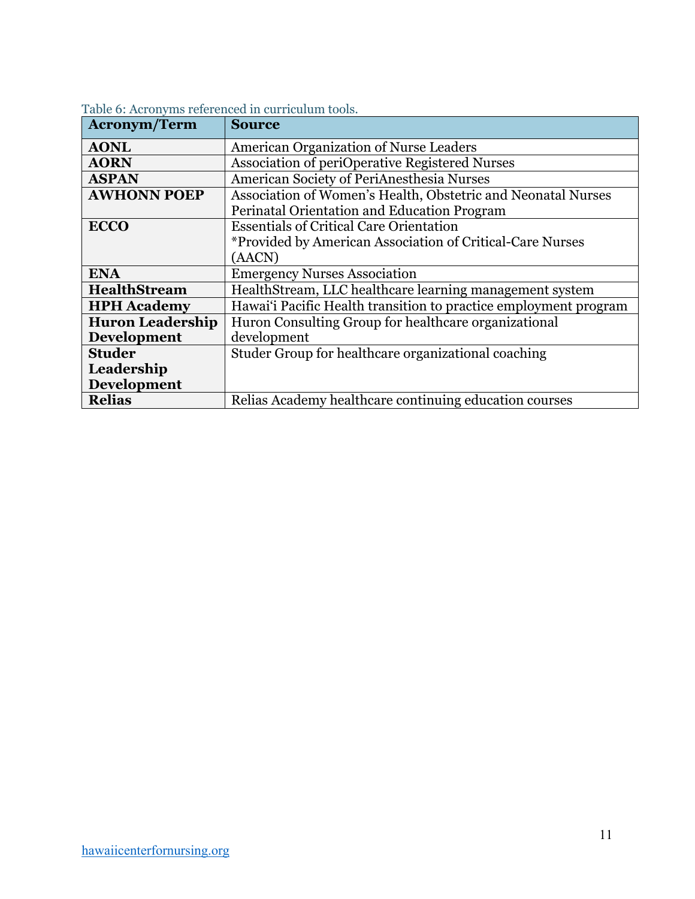Table 6: Acronyms referenced in curriculum tools.

| Acronym/Term | Source |
|---|---|
| **AONL** | American Organization of Nurse Leaders |
| **AORN** | Association of periOperative Registered Nurses |
| **ASPAN** | American Society of PeriAnesthesia Nurses |
| **AWHONN POEP** | Association of Women's Health, Obstetric and Neonatal Nurses Perinatal Orientation and Education Program |
| **ECCO** | Essentials of Critical Care Orientation *Provided by American Association of Critical-Care Nurses (AACN) |
| **ENA** | Emergency Nurses Association |
| **HealthStream** | HealthStream, LLC healthcare learning management system |
| **HPH Academy** | Hawaiʻi Pacific Health transition to practice employment program |
| **Huron Leadership Development** | Huron Consulting Group for healthcare organizational development |
| **Studer Leadership Development** | Studer Group for healthcare organizational coaching |
| **Relias** | Relias Academy healthcare continuing education courses |

hawaiicenterfornursing.org